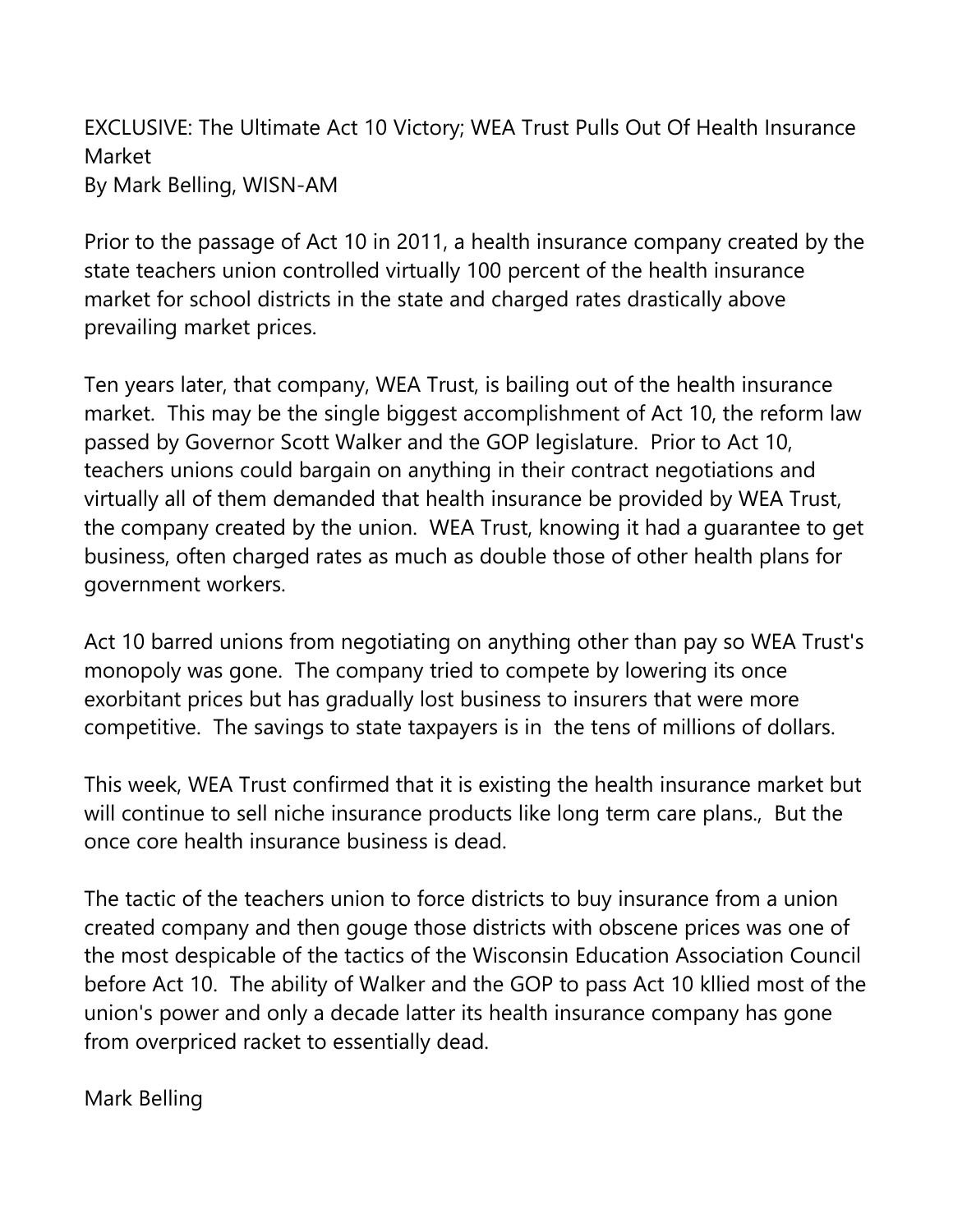EXCLUSIVE: The Ultimate Act 10 Victory; WEA Trust Pulls Out Of Health Insurance Market
By Mark Belling, WISN-AM

Prior to the passage of Act 10 in 2011, a health insurance company created by the state teachers union controlled virtually 100 percent of the health insurance market for school districts in the state and charged rates drastically above prevailing market prices.

Ten years later, that company, WEA Trust, is bailing out of the health insurance market. This may be the single biggest accomplishment of Act 10, the reform law passed by Governor Scott Walker and the GOP legislature. Prior to Act 10, teachers unions could bargain on anything in their contract negotiations and virtually all of them demanded that health insurance be provided by WEA Trust, the company created by the union. WEA Trust, knowing it had a guarantee to get business, often charged rates as much as double those of other health plans for government workers.

Act 10 barred unions from negotiating on anything other than pay so WEA Trust's monopoly was gone. The company tried to compete by lowering its once exorbitant prices but has gradually lost business to insurers that were more competitive. The savings to state taxpayers is in the tens of millions of dollars.

This week, WEA Trust confirmed that it is existing the health insurance market but will continue to sell niche insurance products like long term care plans., But the once core health insurance business is dead.

The tactic of the teachers union to force districts to buy insurance from a union created company and then gouge those districts with obscene prices was one of the most despicable of the tactics of the Wisconsin Education Association Council before Act 10. The ability of Walker and the GOP to pass Act 10 kllied most of the union's power and only a decade latter its health insurance company has gone from overpriced racket to essentially dead.

Mark Belling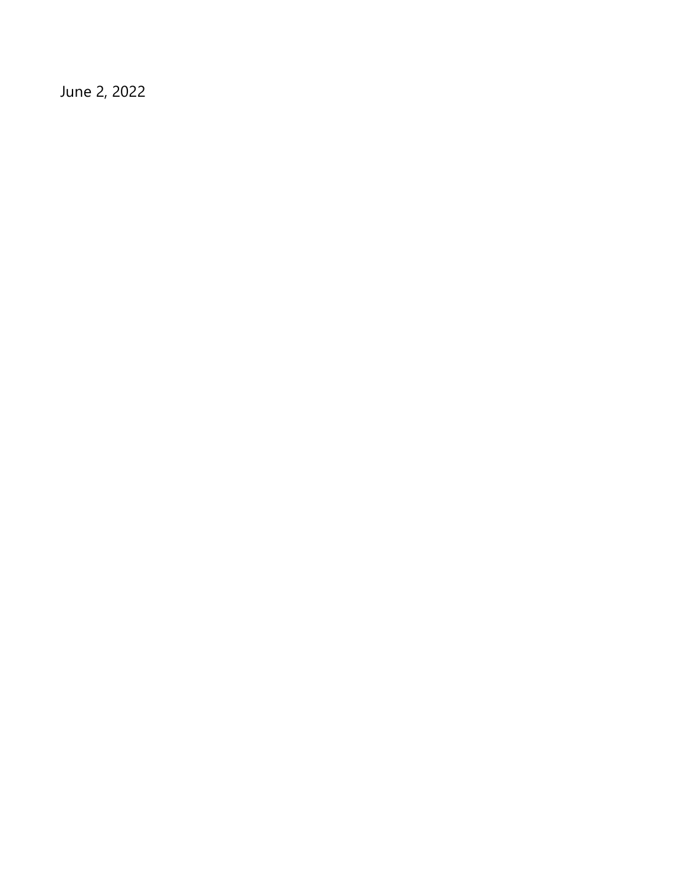June 2, 2022